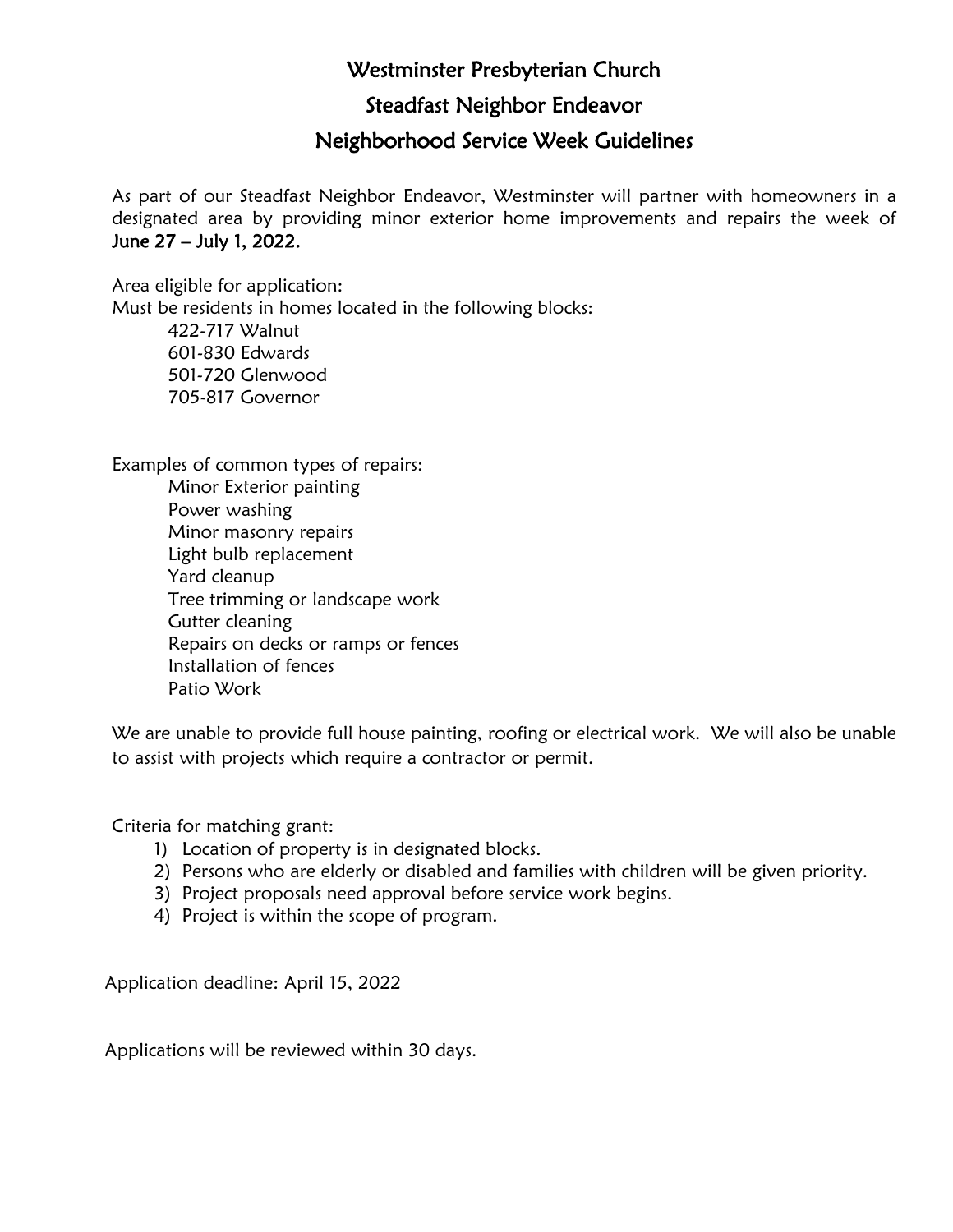# Westminster Presbyterian Church

## Steadfast Neighbor Endeavor

## Neighborhood Service Week Guidelines

As part of our Steadfast Neighbor Endeavor, Westminster will partner with homeowners in a designated area by providing minor exterior home improvements and repairs the week of **June 27 – July 1, 2022.**

Area eligible for application:
Must be residents in homes located in the following blocks:

- 422-717 Walnut
- 601-830 Edwards
- 501-720 Glenwood
- 705-817 Governor

Examples of common types of repairs:

- Minor Exterior painting
- Power washing
- Minor masonry repairs
- Light bulb replacement
- Yard cleanup
- Tree trimming or landscape work
- Gutter cleaning
- Repairs on decks or ramps or fences
- Installation of fences
- Patio Work

We are unable to provide full house painting, roofing or electrical work. We will also be unable to assist with projects which require a contractor or permit.

Criteria for matching grant:

1) Location of property is in designated blocks.
2) Persons who are elderly or disabled and families with children will be given priority.
3) Project proposals need approval before service work begins.
4) Project is within the scope of program.

Application deadline: April 15, 2022

Applications will be reviewed within 30 days.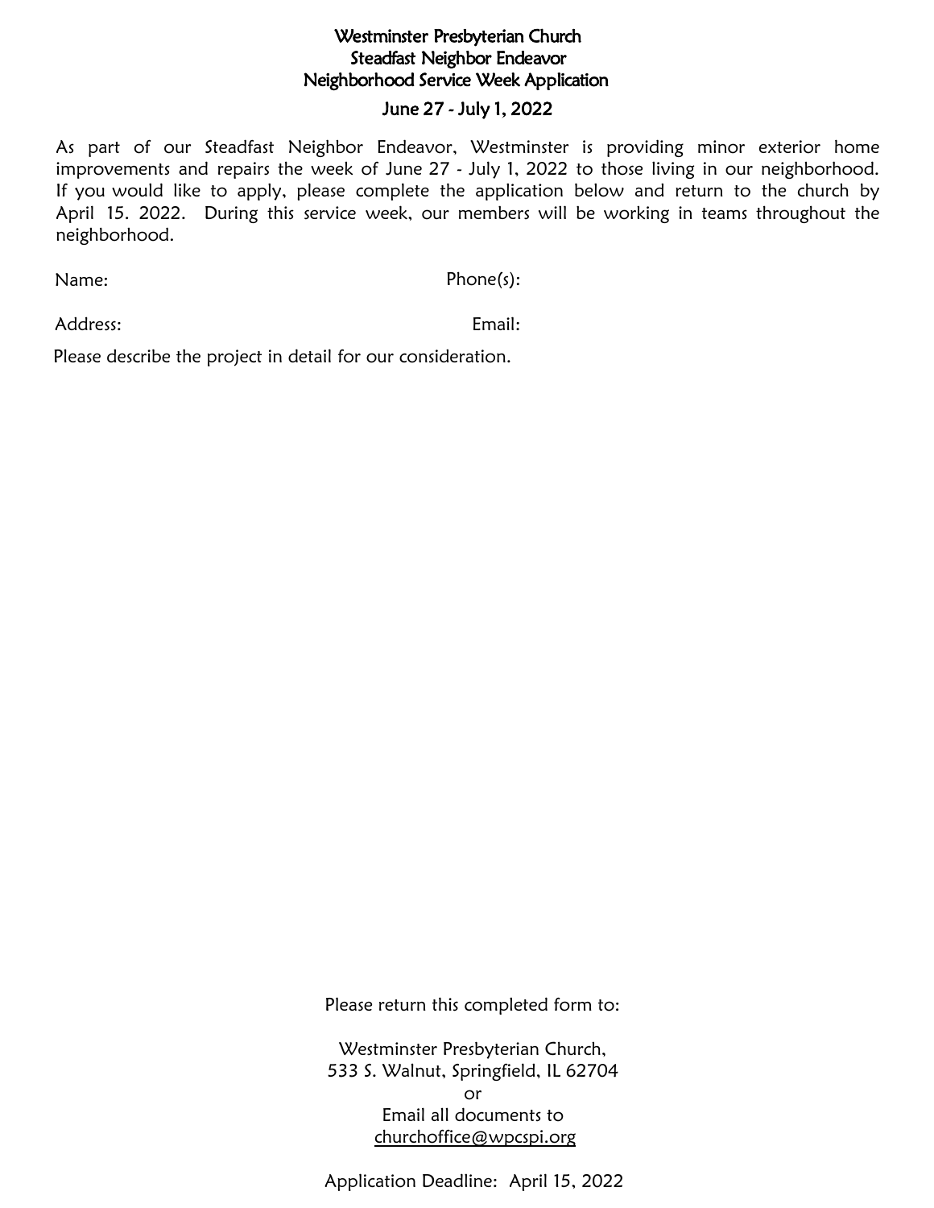# Westminster Presbyterian Church
## Steadfast Neighbor Endeavor
## Neighborhood Service Week Application
### June 27 - July 1, 2022

As part of our Steadfast Neighbor Endeavor, Westminster is providing minor exterior home improvements and repairs the week of June 27 - July 1, 2022 to those living in our neighborhood. If you would like to apply, please complete the application below and return to the church by April 15. 2022. During this service week, our members will be working in teams throughout the neighborhood.

Name: Phone(s):

Address: Email:

Please describe the project in detail for our consideration.

Please return this completed form to:

Westminster Presbyterian Church,
533 S. Walnut, Springfield, IL 62704
or
Email all documents to
churchoffice@wpcspi.org

Application Deadline: April 15, 2022